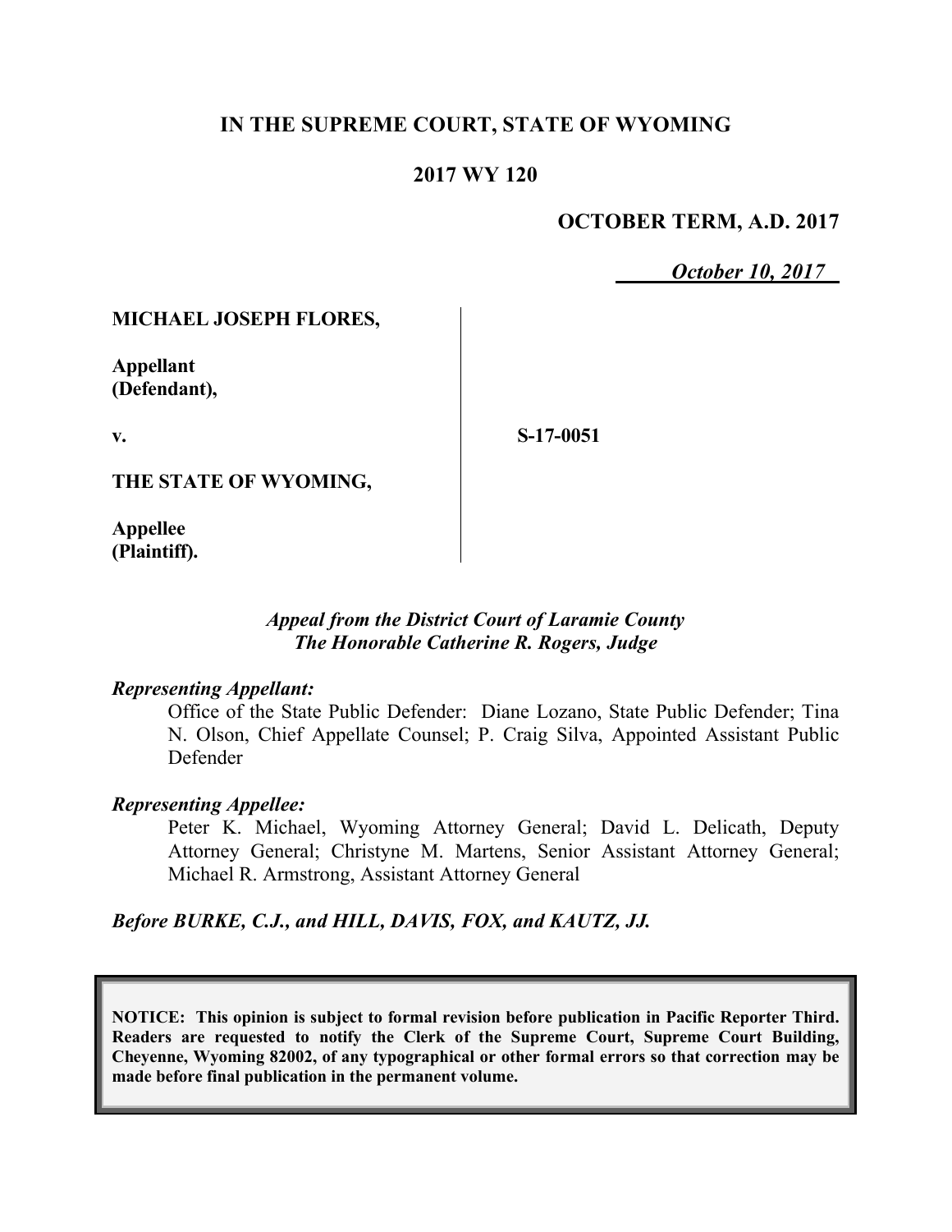# IN THE SUPREME COURT, STATE OF WYOMING

## 2017 WY 120

**OCTOBER TERM, A.D. 2017**

***October 10, 2017***

| | |
|---|---|
| **MICHAEL JOSEPH FLORES,**<br><br>**Appellant (Defendant),**<br><br>**v.**<br><br>**THE STATE OF WYOMING,**<br><br>**Appellee (Plaintiff).** | **S-17-0051** |

***Appeal from the District Court of Laramie County***
***The Honorable Catherine R. Rogers, Judge***

***Representing Appellant:***

Office of the State Public Defender: Diane Lozano, State Public Defender; Tina N. Olson, Chief Appellate Counsel; P. Craig Silva, Appointed Assistant Public Defender

***Representing Appellee:***

Peter K. Michael, Wyoming Attorney General; David L. Delicath, Deputy Attorney General; Christyne M. Martens, Senior Assistant Attorney General; Michael R. Armstrong, Assistant Attorney General

***Before BURKE, C.J., and HILL, DAVIS, FOX, and KAUTZ, JJ.***

**NOTICE: This opinion is subject to formal revision before publication in Pacific Reporter Third. Readers are requested to notify the Clerk of the Supreme Court, Supreme Court Building, Cheyenne, Wyoming 82002, of any typographical or other formal errors so that correction may be made before final publication in the permanent volume.**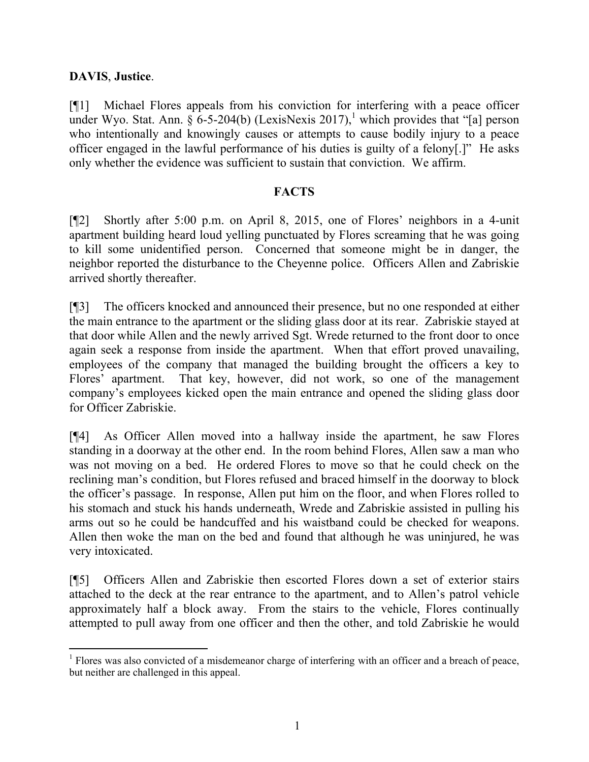**DAVIS**, **Justice**.

[¶1] Michael Flores appeals from his conviction for interfering with a peace officer under Wyo. Stat. Ann. § 6-5-204(b) (LexisNexis 2017),[1] which provides that "[a] person who intentionally and knowingly causes or attempts to cause bodily injury to a peace officer engaged in the lawful performance of his duties is guilty of a felony[.]" He asks only whether the evidence was sufficient to sustain that conviction. We affirm.

## FACTS

[¶2] Shortly after 5:00 p.m. on April 8, 2015, one of Flores' neighbors in a 4-unit apartment building heard loud yelling punctuated by Flores screaming that he was going to kill some unidentified person. Concerned that someone might be in danger, the neighbor reported the disturbance to the Cheyenne police. Officers Allen and Zabriskie arrived shortly thereafter.

[¶3] The officers knocked and announced their presence, but no one responded at either the main entrance to the apartment or the sliding glass door at its rear. Zabriskie stayed at that door while Allen and the newly arrived Sgt. Wrede returned to the front door to once again seek a response from inside the apartment. When that effort proved unavailing, employees of the company that managed the building brought the officers a key to Flores' apartment. That key, however, did not work, so one of the management company's employees kicked open the main entrance and opened the sliding glass door for Officer Zabriskie.

[¶4] As Officer Allen moved into a hallway inside the apartment, he saw Flores standing in a doorway at the other end. In the room behind Flores, Allen saw a man who was not moving on a bed. He ordered Flores to move so that he could check on the reclining man's condition, but Flores refused and braced himself in the doorway to block the officer's passage. In response, Allen put him on the floor, and when Flores rolled to his stomach and stuck his hands underneath, Wrede and Zabriskie assisted in pulling his arms out so he could be handcuffed and his waistband could be checked for weapons. Allen then woke the man on the bed and found that although he was uninjured, he was very intoxicated.

[¶5] Officers Allen and Zabriskie then escorted Flores down a set of exterior stairs attached to the deck at the rear entrance to the apartment, and to Allen's patrol vehicle approximately half a block away. From the stairs to the vehicle, Flores continually attempted to pull away from one officer and then the other, and told Zabriskie he would

[1] Flores was also convicted of a misdemeanor charge of interfering with an officer and a breach of peace, but neither are challenged in this appeal.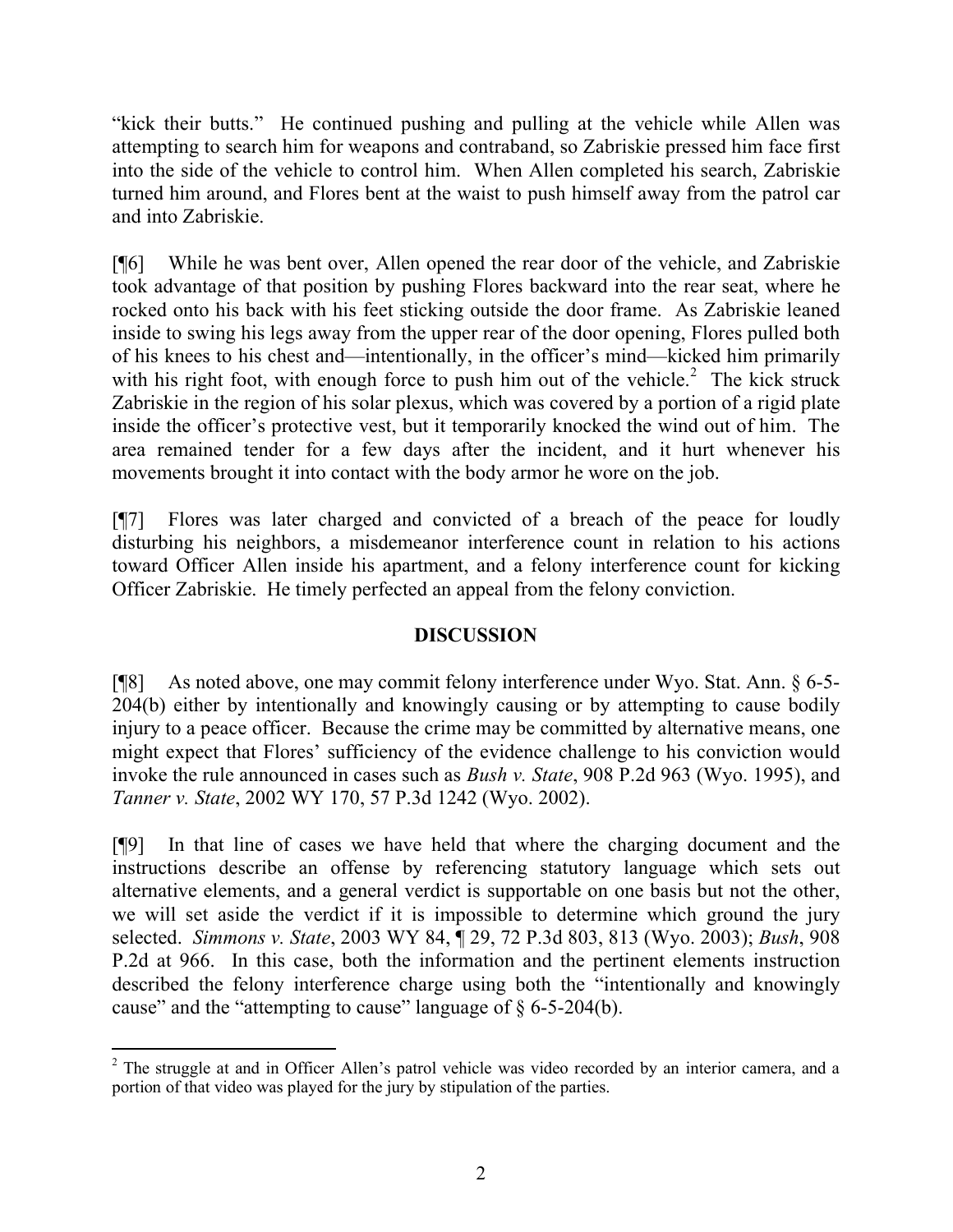"kick their butts." He continued pushing and pulling at the vehicle while Allen was attempting to search him for weapons and contraband, so Zabriskie pressed him face first into the side of the vehicle to control him. When Allen completed his search, Zabriskie turned him around, and Flores bent at the waist to push himself away from the patrol car and into Zabriskie.

[¶6] While he was bent over, Allen opened the rear door of the vehicle, and Zabriskie took advantage of that position by pushing Flores backward into the rear seat, where he rocked onto his back with his feet sticking outside the door frame. As Zabriskie leaned inside to swing his legs away from the upper rear of the door opening, Flores pulled both of his knees to his chest and—intentionally, in the officer's mind—kicked him primarily with his right foot, with enough force to push him out of the vehicle.[2] The kick struck Zabriskie in the region of his solar plexus, which was covered by a portion of a rigid plate inside the officer's protective vest, but it temporarily knocked the wind out of him. The area remained tender for a few days after the incident, and it hurt whenever his movements brought it into contact with the body armor he wore on the job.

[¶7] Flores was later charged and convicted of a breach of the peace for loudly disturbing his neighbors, a misdemeanor interference count in relation to his actions toward Officer Allen inside his apartment, and a felony interference count for kicking Officer Zabriskie. He timely perfected an appeal from the felony conviction.

## DISCUSSION

[¶8] As noted above, one may commit felony interference under Wyo. Stat. Ann. § 6-5-204(b) either by intentionally and knowingly causing or by attempting to cause bodily injury to a peace officer. Because the crime may be committed by alternative means, one might expect that Flores' sufficiency of the evidence challenge to his conviction would invoke the rule announced in cases such as *Bush v. State*, 908 P.2d 963 (Wyo. 1995), and *Tanner v. State*, 2002 WY 170, 57 P.3d 1242 (Wyo. 2002).

[¶9] In that line of cases we have held that where the charging document and the instructions describe an offense by referencing statutory language which sets out alternative elements, and a general verdict is supportable on one basis but not the other, we will set aside the verdict if it is impossible to determine which ground the jury selected. *Simmons v. State*, 2003 WY 84, ¶ 29, 72 P.3d 803, 813 (Wyo. 2003); *Bush*, 908 P.2d at 966. In this case, both the information and the pertinent elements instruction described the felony interference charge using both the "intentionally and knowingly cause" and the "attempting to cause" language of § 6-5-204(b).

---

[2] The struggle at and in Officer Allen's patrol vehicle was video recorded by an interior camera, and a portion of that video was played for the jury by stipulation of the parties.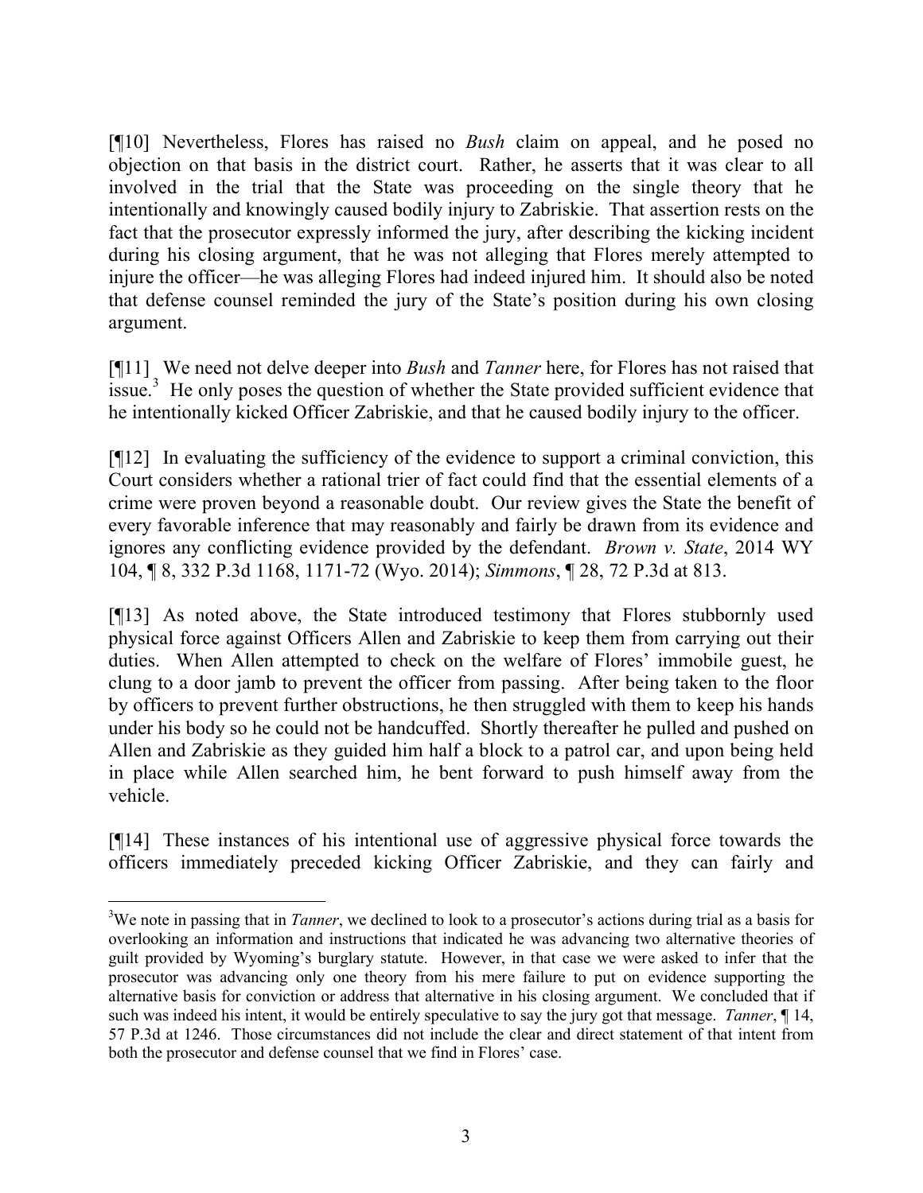[¶10] Nevertheless, Flores has raised no *Bush* claim on appeal, and he posed no objection on that basis in the district court. Rather, he asserts that it was clear to all involved in the trial that the State was proceeding on the single theory that he intentionally and knowingly caused bodily injury to Zabriskie. That assertion rests on the fact that the prosecutor expressly informed the jury, after describing the kicking incident during his closing argument, that he was not alleging that Flores merely attempted to injure the officer—he was alleging Flores had indeed injured him. It should also be noted that defense counsel reminded the jury of the State's position during his own closing argument.

[¶11] We need not delve deeper into *Bush* and *Tanner* here, for Flores has not raised that issue.[3] He only poses the question of whether the State provided sufficient evidence that he intentionally kicked Officer Zabriskie, and that he caused bodily injury to the officer.

[¶12] In evaluating the sufficiency of the evidence to support a criminal conviction, this Court considers whether a rational trier of fact could find that the essential elements of a crime were proven beyond a reasonable doubt. Our review gives the State the benefit of every favorable inference that may reasonably and fairly be drawn from its evidence and ignores any conflicting evidence provided by the defendant. *Brown v. State*, 2014 WY 104, ¶ 8, 332 P.3d 1168, 1171-72 (Wyo. 2014); *Simmons*, ¶ 28, 72 P.3d at 813.

[¶13] As noted above, the State introduced testimony that Flores stubbornly used physical force against Officers Allen and Zabriskie to keep them from carrying out their duties. When Allen attempted to check on the welfare of Flores' immobile guest, he clung to a door jamb to prevent the officer from passing. After being taken to the floor by officers to prevent further obstructions, he then struggled with them to keep his hands under his body so he could not be handcuffed. Shortly thereafter he pulled and pushed on Allen and Zabriskie as they guided him half a block to a patrol car, and upon being held in place while Allen searched him, he bent forward to push himself away from the vehicle.

[¶14] These instances of his intentional use of aggressive physical force towards the officers immediately preceded kicking Officer Zabriskie, and they can fairly and

---

[3] We note in passing that in *Tanner*, we declined to look to a prosecutor's actions during trial as a basis for overlooking an information and instructions that indicated he was advancing two alternative theories of guilt provided by Wyoming's burglary statute. However, in that case we were asked to infer that the prosecutor was advancing only one theory from his mere failure to put on evidence supporting the alternative basis for conviction or address that alternative in his closing argument. We concluded that if such was indeed his intent, it would be entirely speculative to say the jury got that message. *Tanner*, ¶ 14, 57 P.3d at 1246. Those circumstances did not include the clear and direct statement of that intent from both the prosecutor and defense counsel that we find in Flores' case.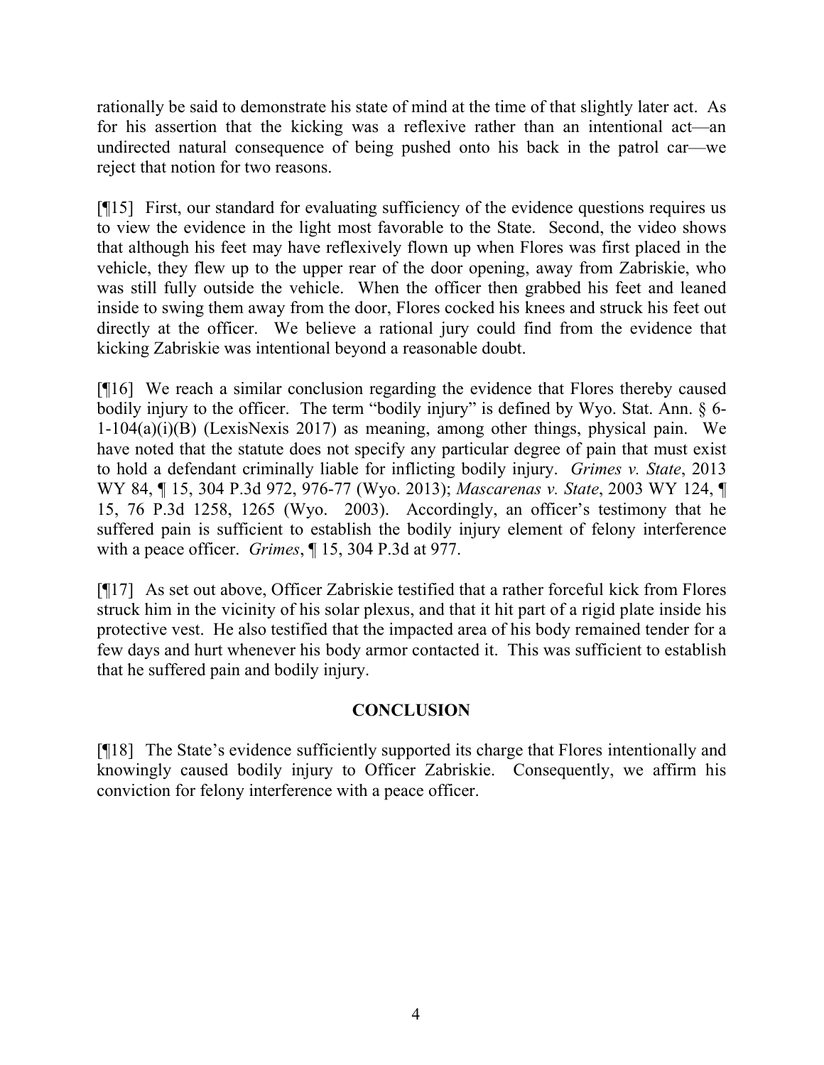rationally be said to demonstrate his state of mind at the time of that slightly later act. As for his assertion that the kicking was a reflexive rather than an intentional act—an undirected natural consequence of being pushed onto his back in the patrol car—we reject that notion for two reasons.

[¶15] First, our standard for evaluating sufficiency of the evidence questions requires us to view the evidence in the light most favorable to the State. Second, the video shows that although his feet may have reflexively flown up when Flores was first placed in the vehicle, they flew up to the upper rear of the door opening, away from Zabriskie, who was still fully outside the vehicle. When the officer then grabbed his feet and leaned inside to swing them away from the door, Flores cocked his knees and struck his feet out directly at the officer. We believe a rational jury could find from the evidence that kicking Zabriskie was intentional beyond a reasonable doubt.

[¶16] We reach a similar conclusion regarding the evidence that Flores thereby caused bodily injury to the officer. The term "bodily injury" is defined by Wyo. Stat. Ann. § 6-1-104(a)(i)(B) (LexisNexis 2017) as meaning, among other things, physical pain. We have noted that the statute does not specify any particular degree of pain that must exist to hold a defendant criminally liable for inflicting bodily injury. *Grimes v. State*, 2013 WY 84, ¶ 15, 304 P.3d 972, 976-77 (Wyo. 2013); *Mascarenas v. State*, 2003 WY 124, ¶ 15, 76 P.3d 1258, 1265 (Wyo. 2003). Accordingly, an officer's testimony that he suffered pain is sufficient to establish the bodily injury element of felony interference with a peace officer. *Grimes*, ¶ 15, 304 P.3d at 977.

[¶17] As set out above, Officer Zabriskie testified that a rather forceful kick from Flores struck him in the vicinity of his solar plexus, and that it hit part of a rigid plate inside his protective vest. He also testified that the impacted area of his body remained tender for a few days and hurt whenever his body armor contacted it. This was sufficient to establish that he suffered pain and bodily injury.

## CONCLUSION

[¶18] The State's evidence sufficiently supported its charge that Flores intentionally and knowingly caused bodily injury to Officer Zabriskie. Consequently, we affirm his conviction for felony interference with a peace officer.